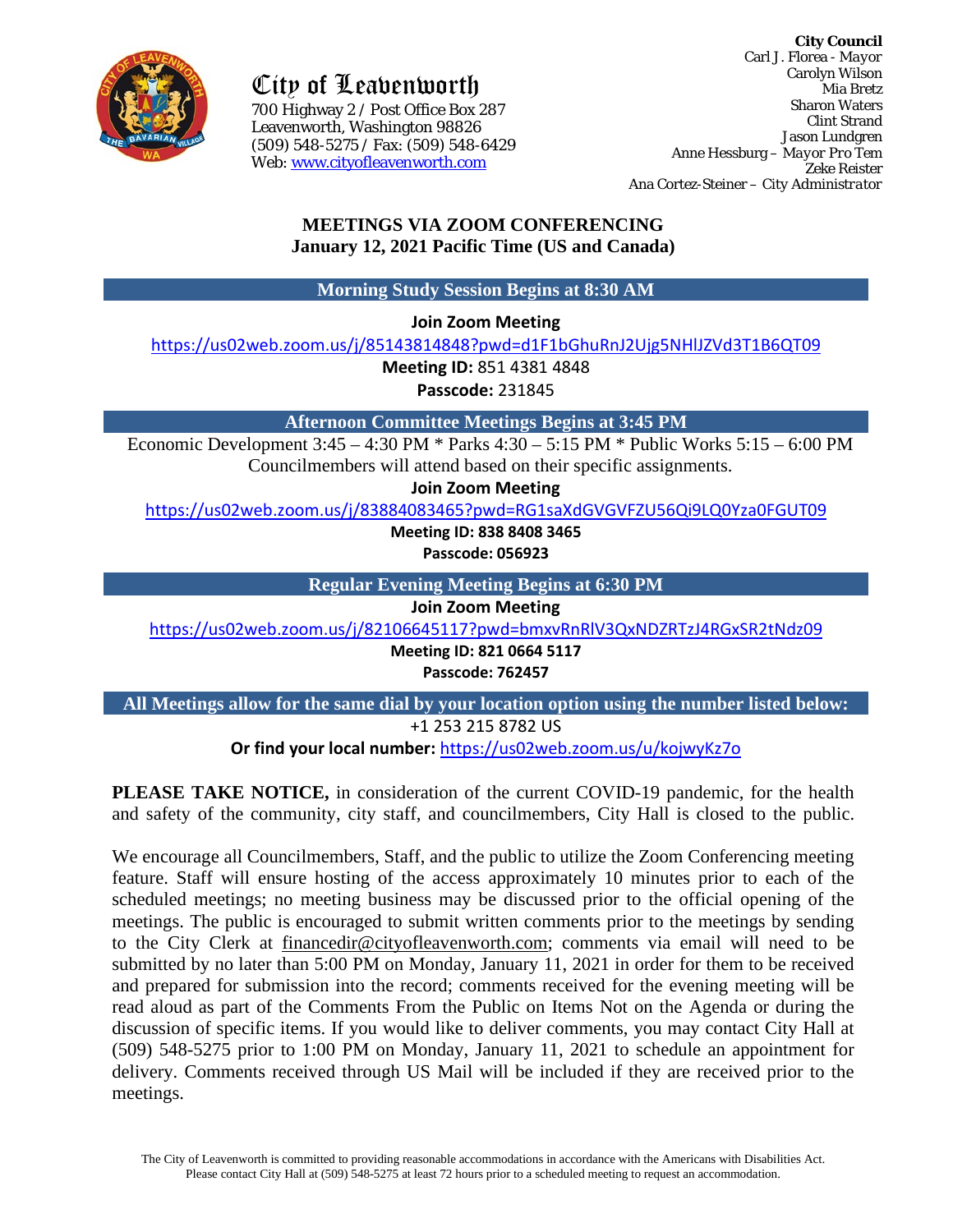# City of Leavenworth

700 Highway 2 / Post Office Box 287
Leavenworth, Washington 98826
(509) 548-5275 / Fax: (509) 548-6429
Web: www.cityofleavenworth.com

**City Council**
Carl J. Florea - *Mayor*
Carolyn Wilson
Mia Bretz
Sharon Waters
Clint Strand
Jason Lundgren
Anne Hessburg – *Mayor Pro Tem*
Zeke Reister
Ana Cortez-Steiner – *City Administrator*

## MEETINGS VIA ZOOM CONFERENCING
**January 12, 2021 Pacific Time (US and Canada)**

### Morning Study Session Begins at 8:30 AM

**Join Zoom Meeting**
https://us02web.zoom.us/j/85143814848?pwd=d1F1bGhuRnJ2Ujg5NHlJZVd3T1B6QT09
**Meeting ID:** 851 4381 4848
**Passcode:** 231845

### Afternoon Committee Meetings Begins at 3:45 PM

Economic Development 3:45 – 4:30 PM * Parks 4:30 – 5:15 PM * Public Works 5:15 – 6:00 PM
Councilmembers will attend based on their specific assignments.

**Join Zoom Meeting**
https://us02web.zoom.us/j/83884083465?pwd=RG1saXdGVGVFZU56Qi9LQ0Yza0FGUT09
**Meeting ID: 838 8408 3465**
**Passcode: 056923**

### Regular Evening Meeting Begins at 6:30 PM

**Join Zoom Meeting**
https://us02web.zoom.us/j/82106645117?pwd=bmxvRnRlV3QxNDZRTzJ4RGxSR2tNdz09
**Meeting ID: 821 0664 5117**
**Passcode: 762457**

### All Meetings allow for the same dial by your location option using the number listed below:

+1 253 215 8782 US
**Or find your local number:** https://us02web.zoom.us/u/kojwyKz7o

**PLEASE TAKE NOTICE,** in consideration of the current COVID-19 pandemic, for the health and safety of the community, city staff, and councilmembers, City Hall is closed to the public.

We encourage all Councilmembers, Staff, and the public to utilize the Zoom Conferencing meeting feature. Staff will ensure hosting of the access approximately 10 minutes prior to each of the scheduled meetings; no meeting business may be discussed prior to the official opening of the meetings. The public is encouraged to submit written comments prior to the meetings by sending to the City Clerk at financedir@cityofleavenworth.com; comments via email will need to be submitted by no later than 5:00 PM on Monday, January 11, 2021 in order for them to be received and prepared for submission into the record; comments received for the evening meeting will be read aloud as part of the Comments From the Public on Items Not on the Agenda or during the discussion of specific items. If you would like to deliver comments, you may contact City Hall at (509) 548-5275 prior to 1:00 PM on Monday, January 11, 2021 to schedule an appointment for delivery. Comments received through US Mail will be included if they are received prior to the meetings.

The City of Leavenworth is committed to providing reasonable accommodations in accordance with the Americans with Disabilities Act. Please contact City Hall at (509) 548-5275 at least 72 hours prior to a scheduled meeting to request an accommodation.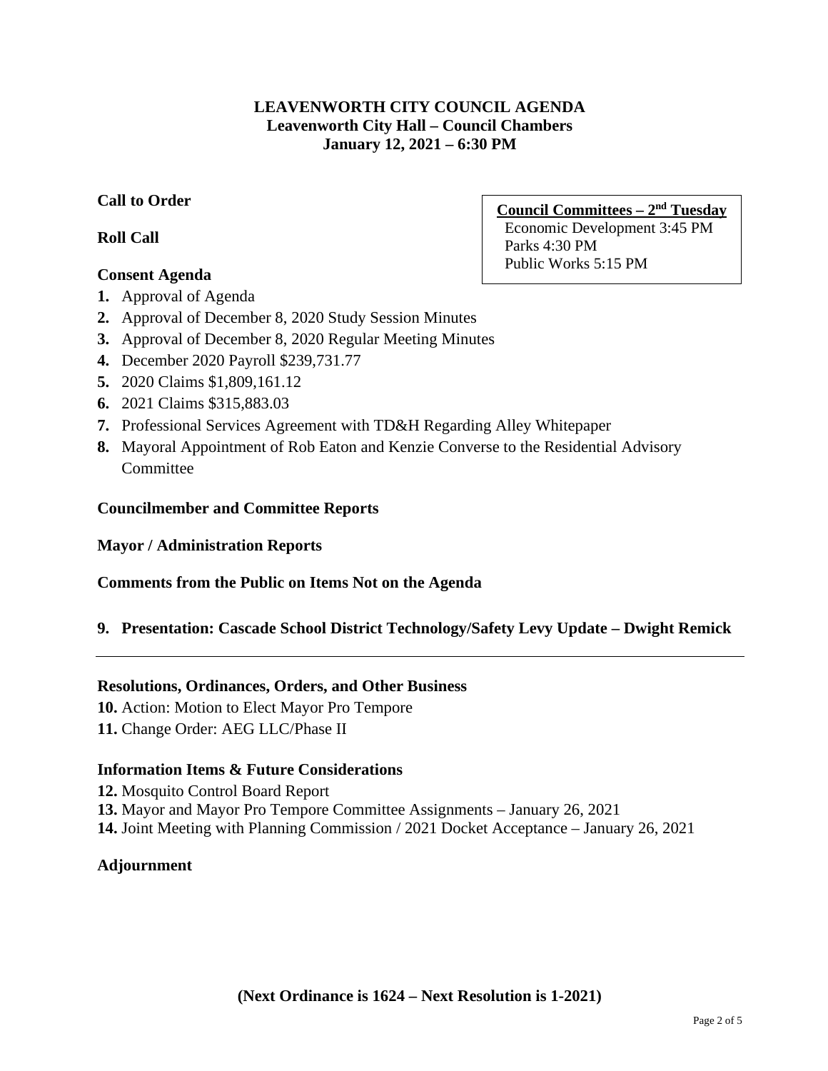# LEAVENWORTH CITY COUNCIL AGENDA
## Leavenworth City Hall – Council Chambers
## January 12, 2021 – 6:30 PM

**Council Committees – 2nd Tuesday**
Economic Development 3:45 PM
Parks 4:30 PM
Public Works 5:15 PM

**Call to Order**

**Roll Call**

**Consent Agenda**

1. Approval of Agenda
2. Approval of December 8, 2020 Study Session Minutes
3. Approval of December 8, 2020 Regular Meeting Minutes
4. December 2020 Payroll $239,731.77
5. 2020 Claims $1,809,161.12
6. 2021 Claims $315,883.03
7. Professional Services Agreement with TD&H Regarding Alley Whitepaper
8. Mayoral Appointment of Rob Eaton and Kenzie Converse to the Residential Advisory Committee

**Councilmember and Committee Reports**

**Mayor / Administration Reports**

**Comments from the Public on Items Not on the Agenda**

**9. Presentation: Cascade School District Technology/Safety Levy Update – Dwight Remick**

---

**Resolutions, Ordinances, Orders, and Other Business**

10. Action: Motion to Elect Mayor Pro Tempore
11. Change Order: AEG LLC/Phase II

**Information Items & Future Considerations**

12. Mosquito Control Board Report
13. Mayor and Mayor Pro Tempore Committee Assignments – January 26, 2021
14. Joint Meeting with Planning Commission / 2021 Docket Acceptance – January 26, 2021

**Adjournment**

**(Next Ordinance is 1624 – Next Resolution is 1-2021)**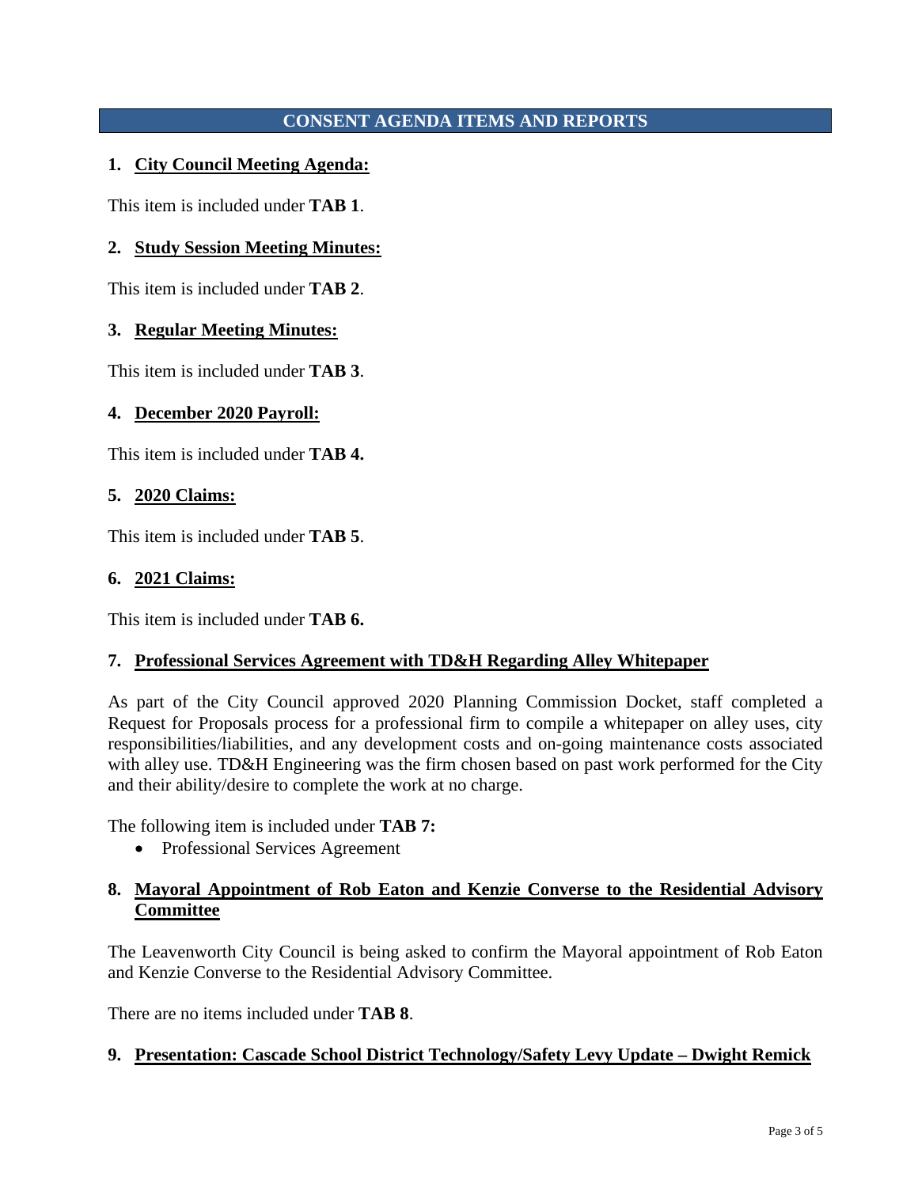## CONSENT AGENDA ITEMS AND REPORTS

**1. City Council Meeting Agenda:**

This item is included under **TAB 1**.

**2. Study Session Meeting Minutes:**

This item is included under **TAB 2**.

**3. Regular Meeting Minutes:**

This item is included under **TAB 3**.

**4. December 2020 Payroll:**

This item is included under **TAB 4.**

**5. 2020 Claims:**

This item is included under **TAB 5**.

**6. 2021 Claims:**

This item is included under **TAB 6.**

**7. Professional Services Agreement with TD&H Regarding Alley Whitepaper**

As part of the City Council approved 2020 Planning Commission Docket, staff completed a Request for Proposals process for a professional firm to compile a whitepaper on alley uses, city responsibilities/liabilities, and any development costs and on-going maintenance costs associated with alley use. TD&H Engineering was the firm chosen based on past work performed for the City and their ability/desire to complete the work at no charge.

The following item is included under **TAB 7:**

- Professional Services Agreement

**8. Mayoral Appointment of Rob Eaton and Kenzie Converse to the Residential Advisory Committee**

The Leavenworth City Council is being asked to confirm the Mayoral appointment of Rob Eaton and Kenzie Converse to the Residential Advisory Committee.

There are no items included under **TAB 8**.

**9. Presentation: Cascade School District Technology/Safety Levy Update – Dwight Remick**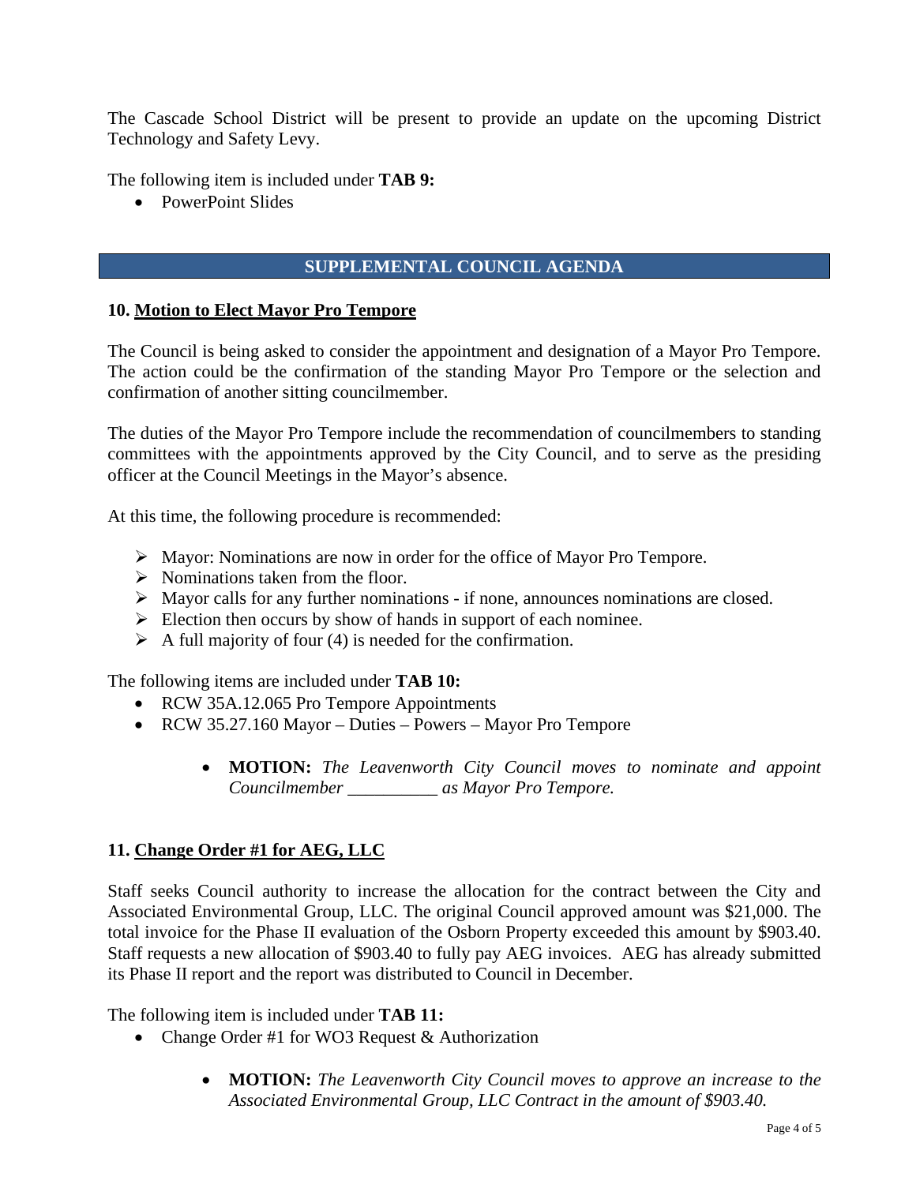The Cascade School District will be present to provide an update on the upcoming District Technology and Safety Levy.

The following item is included under **TAB 9:**

- PowerPoint Slides

## SUPPLEMENTAL COUNCIL AGENDA

### 10. Motion to Elect Mayor Pro Tempore

The Council is being asked to consider the appointment and designation of a Mayor Pro Tempore. The action could be the confirmation of the standing Mayor Pro Tempore or the selection and confirmation of another sitting councilmember.

The duties of the Mayor Pro Tempore include the recommendation of councilmembers to standing committees with the appointments approved by the City Council, and to serve as the presiding officer at the Council Meetings in the Mayor's absence.

At this time, the following procedure is recommended:

- Mayor: Nominations are now in order for the office of Mayor Pro Tempore.
- Nominations taken from the floor.
- Mayor calls for any further nominations - if none, announces nominations are closed.
- Election then occurs by show of hands in support of each nominee.
- A full majority of four (4) is needed for the confirmation.

The following items are included under **TAB 10:**

- RCW 35A.12.065 Pro Tempore Appointments
- RCW 35.27.160 Mayor – Duties – Powers – Mayor Pro Tempore

  - **MOTION:** *The Leavenworth City Council moves to nominate and appoint Councilmember __________ as Mayor Pro Tempore.*

### 11. Change Order #1 for AEG, LLC

Staff seeks Council authority to increase the allocation for the contract between the City and Associated Environmental Group, LLC. The original Council approved amount was $21,000. The total invoice for the Phase II evaluation of the Osborn Property exceeded this amount by $903.40. Staff requests a new allocation of $903.40 to fully pay AEG invoices. AEG has already submitted its Phase II report and the report was distributed to Council in December.

The following item is included under **TAB 11:**

- Change Order #1 for WO3 Request & Authorization

  - **MOTION:** *The Leavenworth City Council moves to approve an increase to the Associated Environmental Group, LLC Contract in the amount of $903.40.*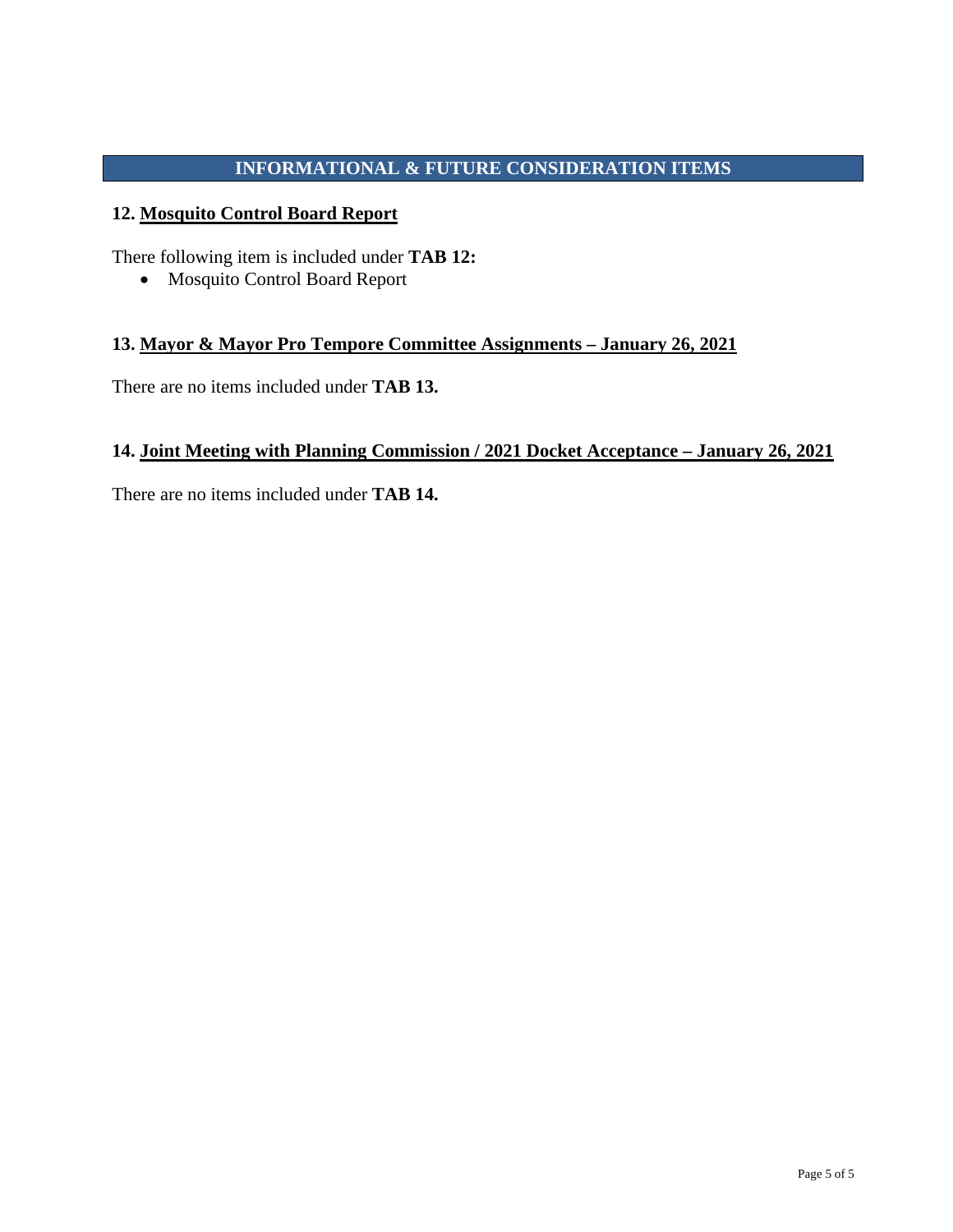## INFORMATIONAL & FUTURE CONSIDERATION ITEMS

### 12. Mosquito Control Board Report

There following item is included under **TAB 12:**

- Mosquito Control Board Report

### 13. Mayor & Mayor Pro Tempore Committee Assignments – January 26, 2021

There are no items included under **TAB 13.**

### 14. Joint Meeting with Planning Commission / 2021 Docket Acceptance – January 26, 2021

There are no items included under **TAB 14.**